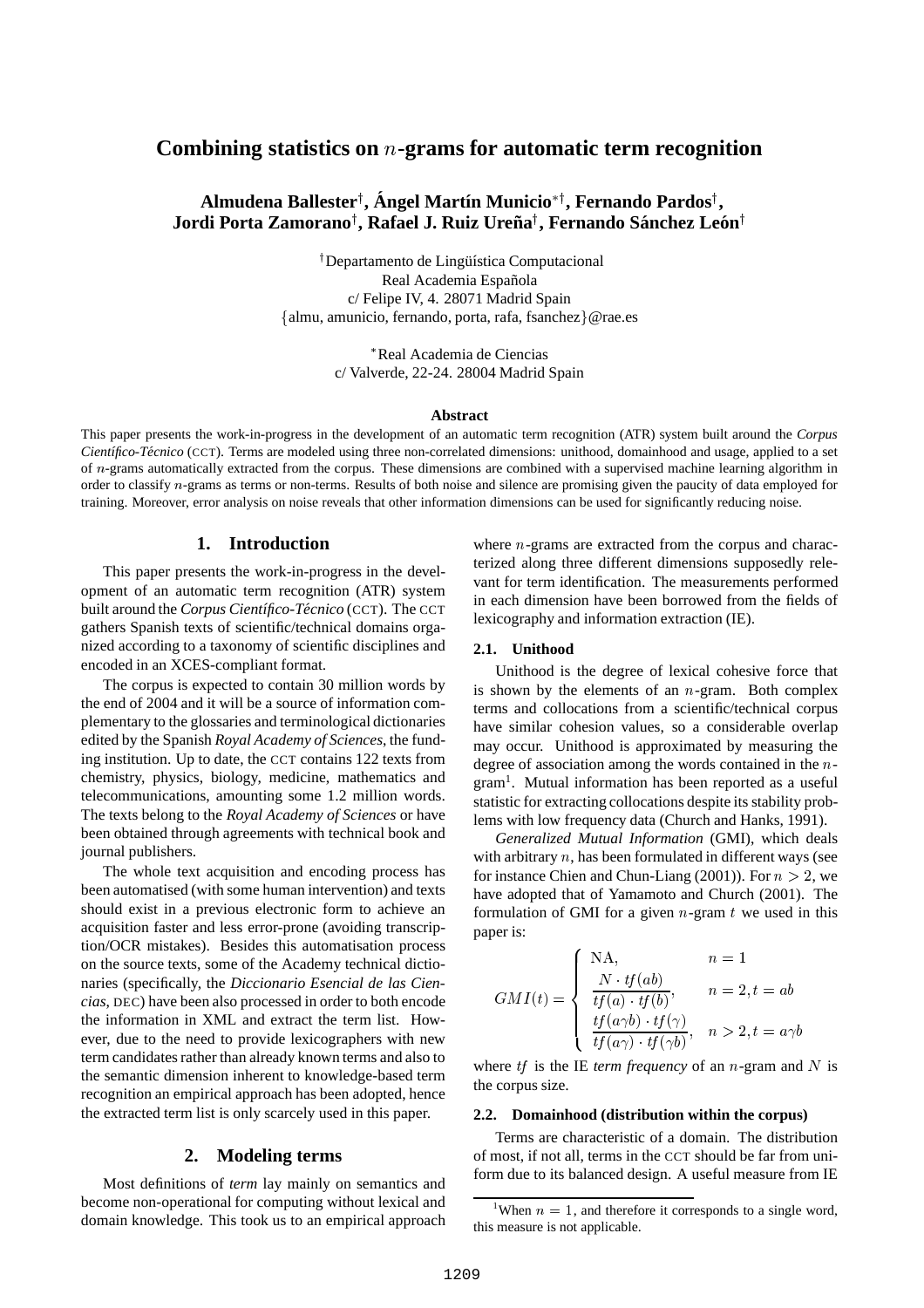# Combining statistics on $n$-grams for automatic term recognition

**Almudena Ballester†, Ángel Martín Municio*†, Fernando Pardos†, Jordi Porta Zamorano†, Rafael J. Ruiz Ureña†, Fernando Sánchez León†**

†Departamento de Lingüística Computacional
Real Academia Española
c/ Felipe IV, 4. 28071 Madrid Spain
{almu, amunicio, fernando, porta, rafa, fsanchez}@rae.es

*Real Academia de Ciencias
c/ Valverde, 22-24. 28004 Madrid Spain

### Abstract

This paper presents the work-in-progress in the development of an automatic term recognition (ATR) system built around the *Corpus Científico-Técnico* (CCT). Terms are modeled using three non-correlated dimensions: unithood, domainhood and usage, applied to a set of $n$-grams automatically extracted from the corpus. These dimensions are combined with a supervised machine learning algorithm in order to classify $n$-grams as terms or non-terms. Results of both noise and silence are promising given the paucity of data employed for training. Moreover, error analysis on noise reveals that other information dimensions can be used for significantly reducing noise.

## 1. Introduction

This paper presents the work-in-progress in the development of an automatic term recognition (ATR) system built around the *Corpus Científico-Técnico* (CCT). The CCT gathers Spanish texts of scientific/technical domains organized according to a taxonomy of scientific disciplines and encoded in an XCES-compliant format.

The corpus is expected to contain 30 million words by the end of 2004 and it will be a source of information complementary to the glossaries and terminological dictionaries edited by the Spanish *Royal Academy of Sciences*, the funding institution. Up to date, the CCT contains 122 texts from chemistry, physics, biology, medicine, mathematics and telecommunications, amounting some 1.2 million words. The texts belong to the *Royal Academy of Sciences* or have been obtained through agreements with technical book and journal publishers.

The whole text acquisition and encoding process has been automatised (with some human intervention) and texts should exist in a previous electronic form to achieve an acquisition faster and less error-prone (avoiding transcription/OCR mistakes). Besides this automatisation process on the source texts, some of the Academy technical dictionaries (specifically, the *Diccionario Esencial de las Ciencias*, DEC) have been also processed in order to both encode the information in XML and extract the term list. However, due to the need to provide lexicographers with new term candidates rather than already known terms and also to the semantic dimension inherent to knowledge-based term recognition an empirical approach has been adopted, hence the extracted term list is only scarcely used in this paper.

## 2. Modeling terms

Most definitions of *term* lay mainly on semantics and become non-operational for computing without lexical and domain knowledge. This took us to an empirical approach where $n$-grams are extracted from the corpus and characterized along three different dimensions supposedly relevant for term identification. The measurements performed in each dimension have been borrowed from the fields of lexicography and information extraction (IE).

### 2.1. Unithood

Unithood is the degree of lexical cohesive force that is shown by the elements of an $n$-gram. Both complex terms and collocations from a scientific/technical corpus have similar cohesion values, so a considerable overlap may occur. Unithood is approximated by measuring the degree of association among the words contained in the $n$-gram[1]. Mutual information has been reported as a useful statistic for extracting collocations despite its stability problems with low frequency data (Church and Hanks, 1991).

*Generalized Mutual Information* (GMI), which deals with arbitrary $n$, has been formulated in different ways (see for instance Chien and Chun-Liang (2001)). For $n > 2$, we have adopted that of Yamamoto and Church (2001). The formulation of GMI for a given $n$-gram $t$ we used in this paper is:

$$GMI(t) = \begin{cases} \text{NA}, & n = 1 \\ \dfrac{N \cdot tf(ab)}{tf(a) \cdot tf(b)}, & n = 2, t = ab \\ \dfrac{tf(a\gamma b) \cdot tf(\gamma)}{tf(a\gamma) \cdot tf(\gamma b)}, & n > 2, t = a\gamma b \end{cases}$$

where $tf$ is the IE *term frequency* of an $n$-gram and $N$ is the corpus size.

### 2.2. Domainhood (distribution within the corpus)

Terms are characteristic of a domain. The distribution of most, if not all, terms in the CCT should be far from uniform due to its balanced design. A useful measure from IE

[1] When $n = 1$, and therefore it corresponds to a single word, this measure is not applicable.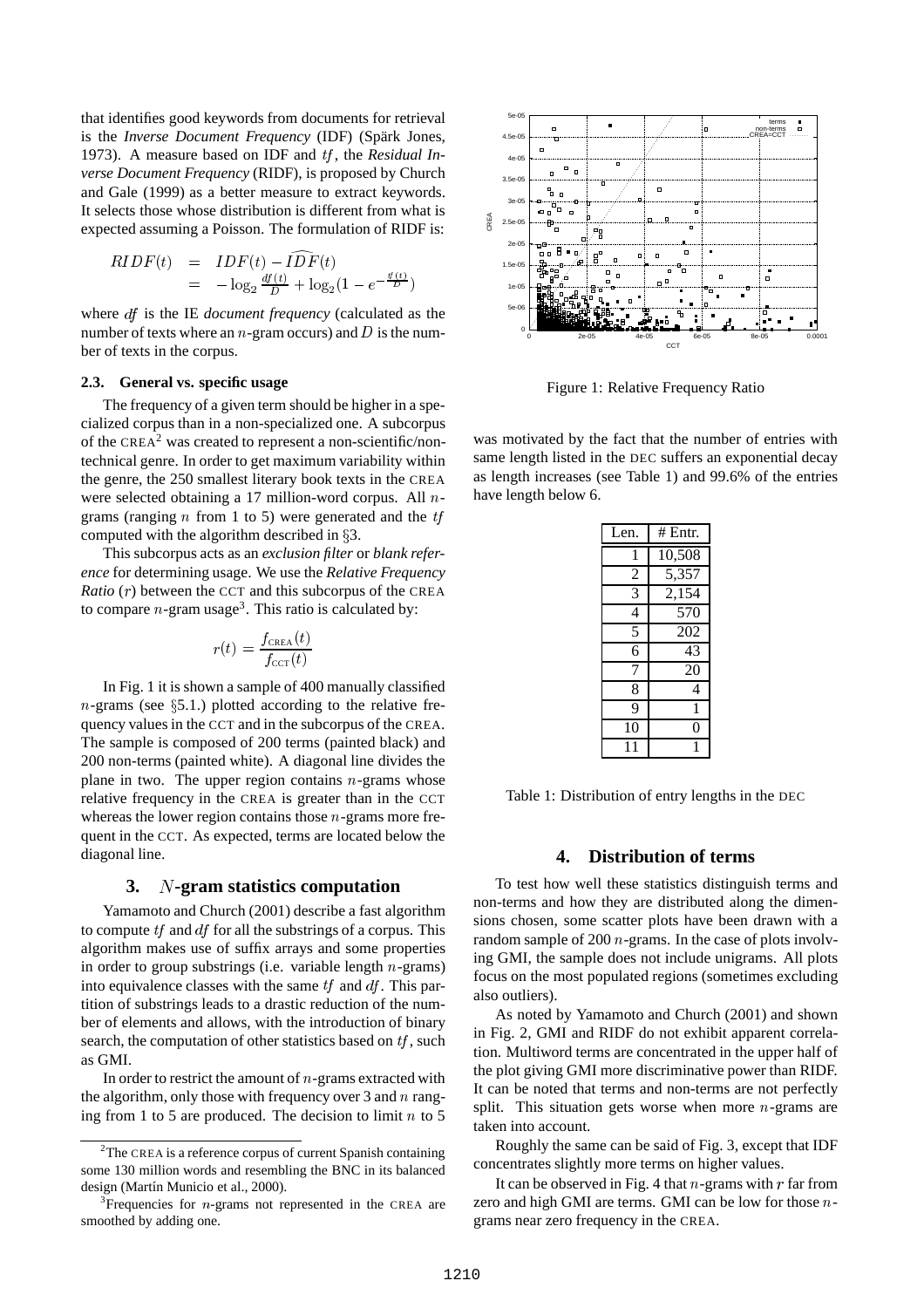that identifies good keywords from documents for retrieval is the *Inverse Document Frequency* (IDF) (Spärk Jones, 1973). A measure based on IDF and $tf$, the *Residual Inverse Document Frequency* (RIDF), is proposed by Church and Gale (1999) as a better measure to extract keywords. It selects those whose distribution is different from what is expected assuming a Poisson. The formulation of RIDF is:

$$\begin{aligned} RIDF(t) &= IDF(t) - \widehat{IDF}(t) \\ &= -\log_2 \frac{df(t)}{D} + \log_2(1 - e^{-\frac{tf(t)}{D}}) \end{aligned}$$

where $df$ is the IE *document frequency* (calculated as the number of texts where an $n$-gram occurs) and $D$ is the number of texts in the corpus.

### 2.3. General vs. specific usage

The frequency of a given term should be higher in a specialized corpus than in a non-specialized one. A subcorpus of the CREA[2] was created to represent a non-scientific/non-technical genre. In order to get maximum variability within the genre, the 250 smallest literary book texts in the CREA were selected obtaining a 17 million-word corpus. All $n$-grams (ranging $n$ from 1 to 5) were generated and the $tf$ computed with the algorithm described in §3.

This subcorpus acts as an *exclusion filter* or *blank reference* for determining usage. We use the *Relative Frequency Ratio* ($r$) between the CCT and this subcorpus of the CREA to compare $n$-gram usage[3]. This ratio is calculated by:

$$r(t) = \frac{f_{\text{CREA}}(t)}{f_{\text{CCT}}(t)}$$

In Fig. 1 it is shown a sample of 400 manually classified $n$-grams (see §5.1.) plotted according to the relative frequency values in the CCT and in the subcorpus of the CREA. The sample is composed of 200 terms (painted black) and 200 non-terms (painted white). A diagonal line divides the plane in two. The upper region contains $n$-grams whose relative frequency in the CREA is greater than in the CCT whereas the lower region contains those $n$-grams more frequent in the CCT. As expected, terms are located below the diagonal line.

## 3. $N$-gram statistics computation

Yamamoto and Church (2001) describe a fast algorithm to compute $tf$ and $df$ for all the substrings of a corpus. This algorithm makes use of suffix arrays and some properties in order to group substrings (i.e. variable length $n$-grams) into equivalence classes with the same $tf$ and $df$. This partition of substrings leads to a drastic reduction of the number of elements and allows, with the introduction of binary search, the computation of other statistics based on $tf$, such as GMI.

In order to restrict the amount of $n$-grams extracted with the algorithm, only those with frequency over 3 and $n$ ranging from 1 to 5 are produced. The decision to limit $n$ to 5 was motivated by the fact that the number of entries with same length listed in the DEC suffers an exponential decay as length increases (see Table 1) and 99.6% of the entries have length below 6.

Figure 1: Relative Frequency Ratio

| Len. | # Entr. |
|---|---|
| 1 | 10,508 |
| 2 | 5,357 |
| 3 | 2,154 |
| 4 | 570 |
| 5 | 202 |
| 6 | 43 |
| 7 | 20 |
| 8 | 4 |
| 9 | 1 |
| 10 | 0 |
| 11 | 1 |

Table 1: Distribution of entry lengths in the DEC

## 4. Distribution of terms

To test how well these statistics distinguish terms and non-terms and how they are distributed along the dimensions chosen, some scatter plots have been drawn with a random sample of 200 $n$-grams. In the case of plots involving GMI, the sample does not include unigrams. All plots focus on the most populated regions (sometimes excluding also outliers).

As noted by Yamamoto and Church (2001) and shown in Fig. 2, GMI and RIDF do not exhibit apparent correlation. Multiword terms are concentrated in the upper half of the plot giving GMI more discriminative power than RIDF. It can be noted that terms and non-terms are not perfectly split. This situation gets worse when more $n$-grams are taken into account.

Roughly the same can be said of Fig. 3, except that IDF concentrates slightly more terms on higher values.

It can be observed in Fig. 4 that $n$-grams with $r$ far from zero and high GMI are terms. GMI can be low for those $n$-grams near zero frequency in the CREA.

[2] The CREA is a reference corpus of current Spanish containing some 130 million words and resembling the BNC in its balanced design (Martín Municio et al., 2000).

[3] Frequencies for $n$-grams not represented in the CREA are smoothed by adding one.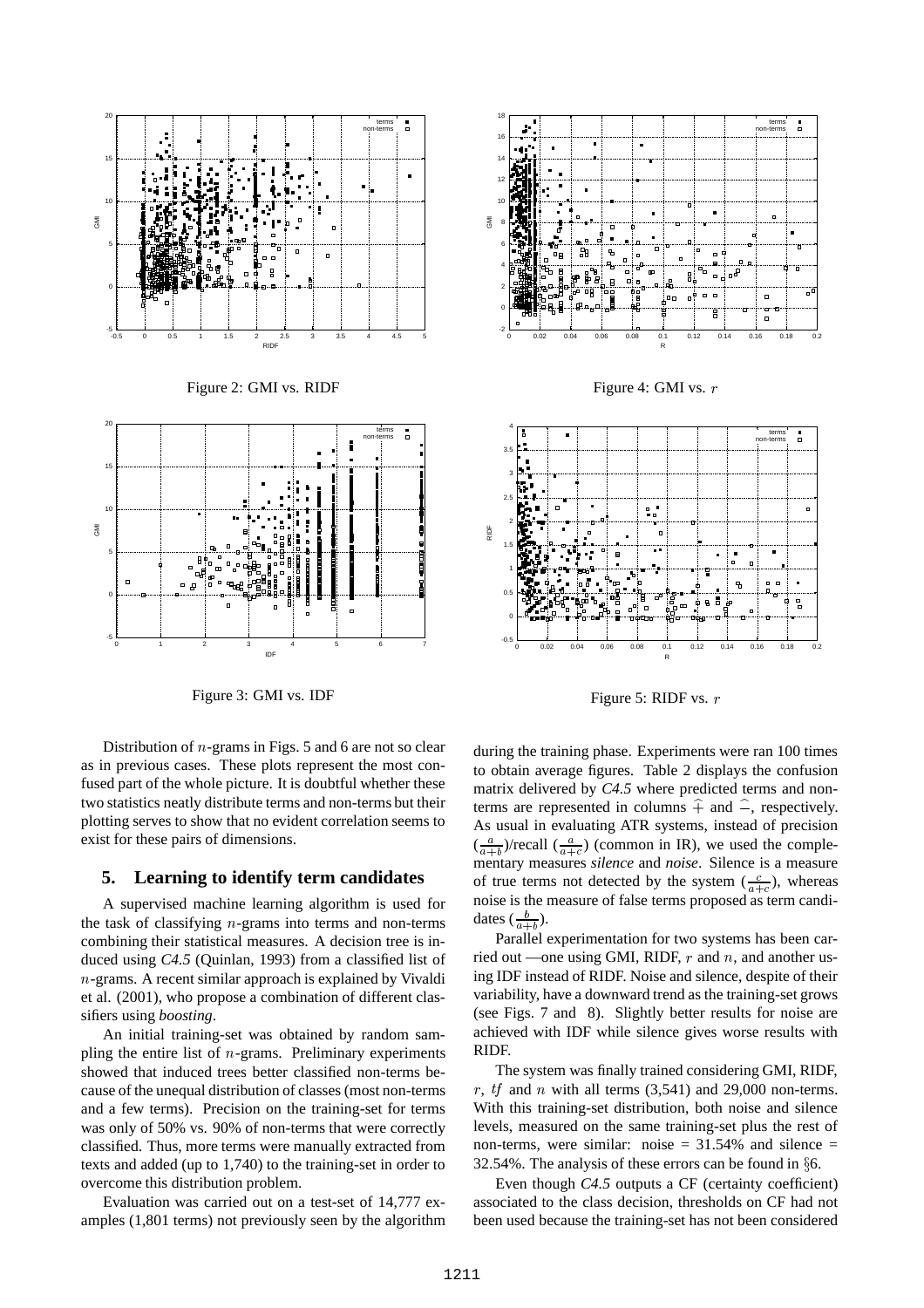Figure 2: GMI vs. RIDF

Figure 4: GMI vs. $r$

Figure 3: GMI vs. IDF

Figure 5: RIDF vs. $r$

Distribution of $n$-grams in Figs. 5 and 6 are not so clear as in previous cases. These plots represent the most confused part of the whole picture. It is doubtful whether these two statistics neatly distribute terms and non-terms but their plotting serves to show that no evident correlation seems to exist for these pairs of dimensions.

## 5. Learning to identify term candidates

A supervised machine learning algorithm is used for the task of classifying $n$-grams into terms and non-terms combining their statistical measures. A decision tree is induced using *C4.5* (Quinlan, 1993) from a classified list of $n$-grams. A recent similar approach is explained by Vivaldi et al. (2001), who propose a combination of different classifiers using *boosting*.

An initial training-set was obtained by random sampling the entire list of $n$-grams. Preliminary experiments showed that induced trees better classified non-terms because of the unequal distribution of classes (most non-terms and a few terms). Precision on the training-set for terms was only of 50% vs. 90% of non-terms that were correctly classified. Thus, more terms were manually extracted from texts and added (up to 1,740) to the training-set in order to overcome this distribution problem.

Evaluation was carried out on a test-set of 14,777 examples (1,801 terms) not previously seen by the algorithm during the training phase. Experiments were ran 100 times to obtain average figures. Table 2 displays the confusion matrix delivered by *C4.5* where predicted terms and non-terms are represented in columns $\widehat{+}$ and $\widehat{-}$, respectively. As usual in evaluating ATR systems, instead of precision ($\frac{a}{a+b}$)/recall ($\frac{a}{a+c}$) (common in IR), we used the complementary measures *silence* and *noise*. Silence is a measure of true terms not detected by the system ($\frac{c}{a+c}$), whereas noise is the measure of false terms proposed as term candidates ($\frac{b}{a+b}$).

Parallel experimentation for two systems has been carried out —one using GMI, RIDF, $r$ and $n$, and another using IDF instead of RIDF. Noise and silence, despite of their variability, have a downward trend as the training-set grows (see Figs. 7 and 8). Slightly better results for noise are achieved with IDF while silence gives worse results with RIDF.

The system was finally trained considering GMI, RIDF, $r$, $tf$ and $n$ with all terms (3,541) and 29,000 non-terms. With this training-set distribution, both noise and silence levels, measured on the same training-set plus the rest of non-terms, were similar: noise = 31.54% and silence = 32.54%. The analysis of these errors can be found in §6.

Even though *C4.5* outputs a CF (certainty coefficient) associated to the class decision, thresholds on CF had not been used because the training-set has not been considered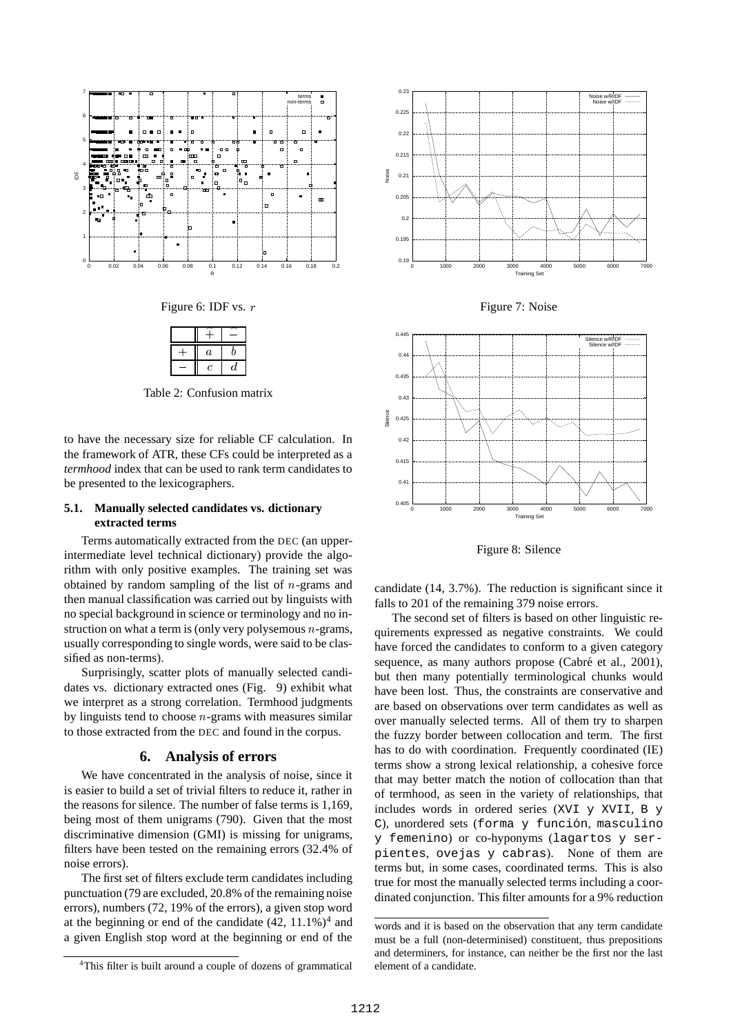Figure 6: IDF vs. $r$

| | $\widehat{+}$ | $\widehat{-}$ |
|---|---|---|
| $+$ | $a$ | $b$ |
| $-$ | $c$ | $d$ |

Table 2: Confusion matrix

to have the necessary size for reliable CF calculation. In the framework of ATR, these CFs could be interpreted as a *termhood* index that can be used to rank term candidates to be presented to the lexicographers.

### 5.1. Manually selected candidates vs. dictionary extracted terms

Terms automatically extracted from the DEC (an upper-intermediate level technical dictionary) provide the algorithm with only positive examples. The training set was obtained by random sampling of the list of $n$-grams and then manual classification was carried out by linguists with no special background in science or terminology and no instruction on what a term is (only very polysemous $n$-grams, usually corresponding to single words, were said to be classified as non-terms).

Surprisingly, scatter plots of manually selected candidates vs. dictionary extracted ones (Fig. 9) exhibit what we interpret as a strong correlation. Termhood judgments by linguists tend to choose $n$-grams with measures similar to those extracted from the DEC and found in the corpus.

## 6. Analysis of errors

We have concentrated in the analysis of noise, since it is easier to build a set of trivial filters to reduce it, rather in the reasons for silence. The number of false terms is 1,169, being most of them unigrams (790). Given that the most discriminative dimension (GMI) is missing for unigrams, filters have been tested on the remaining errors (32.4% of noise errors).

The first set of filters exclude term candidates including punctuation (79 are excluded, 20.8% of the remaining noise errors), numbers (72, 19% of the errors), a given stop word at the beginning or end of the candidate (42, 11.1%)[4] and a given English stop word at the beginning or end of the candidate (14, 3.7%). The reduction is significant since it falls to 201 of the remaining 379 noise errors.

Figure 7: Noise

Figure 8: Silence

The second set of filters is based on other linguistic requirements expressed as negative constraints. We could have forced the candidates to conform to a given category sequence, as many authors propose (Cabré et al., 2001), but then many potentially terminological chunks would have been lost. Thus, the constraints are conservative and are based on observations over term candidates as well as over manually selected terms. All of them try to sharpen the fuzzy border between collocation and term. The first has to do with coordination. Frequently coordinated (IE) terms show a strong lexical relationship, a cohesive force that may better match the notion of collocation than that of termhood, as seen in the variety of relationships, that includes words in ordered series (`XVI y XVII`, `B y C`), unordered sets (`forma y función`, `masculino y femenino`) or co-hyponyms (`lagartos y serpientes`, `ovejas y cabras`). None of them are terms but, in some cases, coordinated terms. This is also true for most the manually selected terms including a coordinated conjunction. This filter amounts for a 9% reduction

[4]This filter is built around a couple of dozens of grammatical words and it is based on the observation that any term candidate must be a full (non-determinised) constituent, thus prepositions and determiners, for instance, can neither be the first nor the last element of a candidate.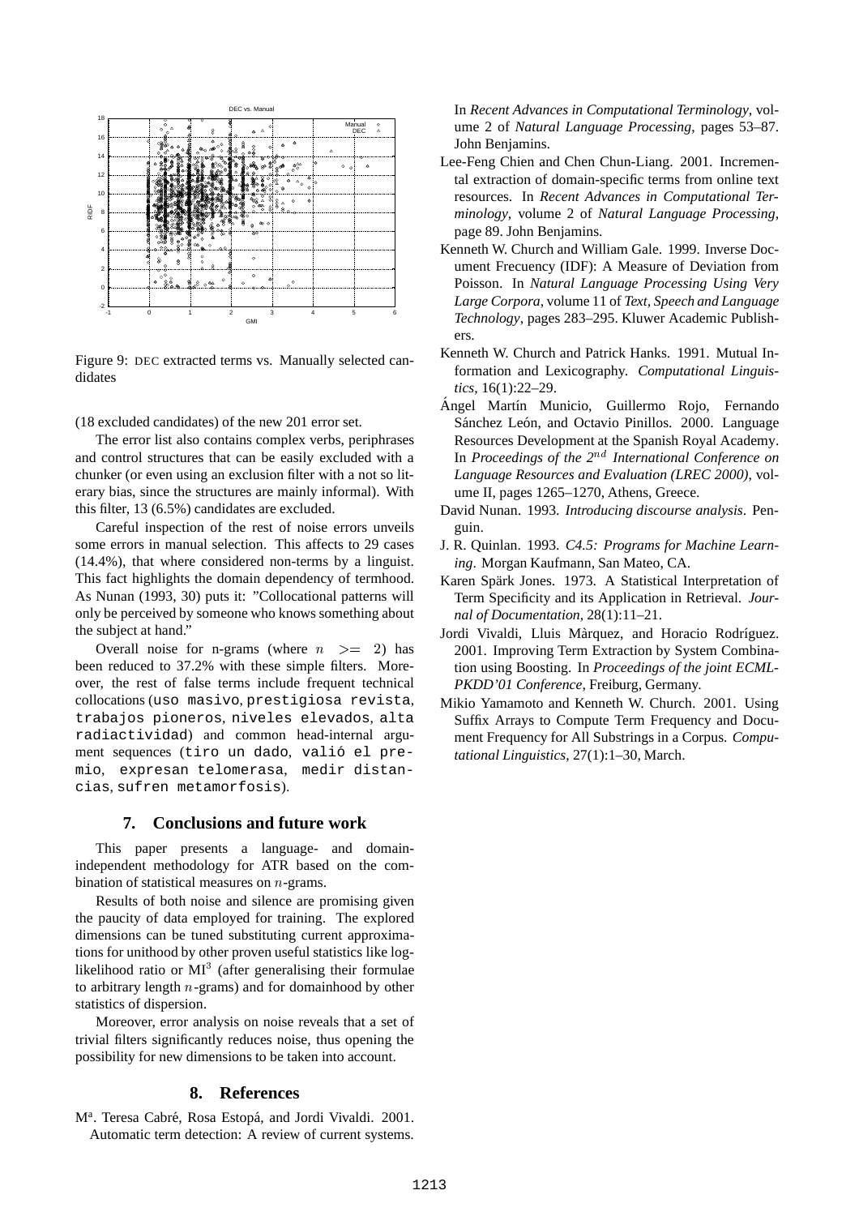DEC vs. Manual

18
16
14
12
10
8
6
4
2
0
-2

RIDF

-1 0 1 2 3 4 5 6

GMI

Manual
DEC

Figure 9: DEC extracted terms vs. Manually selected candidates

(18 excluded candidates) of the new 201 error set.

The error list also contains complex verbs, periphrases and control structures that can be easily excluded with a chunker (or even using an exclusion filter with a not so literary bias, since the structures are mainly informal). With this filter, 13 (6.5%) candidates are excluded.

Careful inspection of the rest of noise errors unveils some errors in manual selection. This affects to 29 cases (14.4%), that where considered non-terms by a linguist. This fact highlights the domain dependency of termhood. As Nunan (1993, 30) puts it: "Collocational patterns will only be perceived by someone who knows something about the subject at hand."

Overall noise for n-grams (where $n >= 2$) has been reduced to 37.2% with these simple filters. Moreover, the rest of false terms include frequent technical collocations (`uso masivo`, `prestigiosa revista`, `trabajos pioneros`, `niveles elevados`, `alta radiactividad`) and common head-internal argument sequences (`tiro un dado`, `valió el premio`, `expresan telomerasa`, `medir distancias`, `sufren metamorfosis`).

## 7. Conclusions and future work

This paper presents a language- and domain-independent methodology for ATR based on the combination of statistical measures on $n$-grams.

Results of both noise and silence are promising given the paucity of data employed for training. The explored dimensions can be tuned substituting current approximations for unithood by other proven useful statistics like log-likelihood ratio or $MI^3$ (after generalising their formulae to arbitrary length $n$-grams) and for domainhood by other statistics of dispersion.

Moreover, error analysis on noise reveals that a set of trivial filters significantly reduces noise, thus opening the possibility for new dimensions to be taken into account.

## 8. References

Mª. Teresa Cabré, Rosa Estopá, and Jordi Vivaldi. 2001. Automatic term detection: A review of current systems. In *Recent Advances in Computational Terminology*, volume 2 of *Natural Language Processing*, pages 53–87. John Benjamins.

Lee-Feng Chien and Chen Chun-Liang. 2001. Incremental extraction of domain-specific terms from online text resources. In *Recent Advances in Computational Terminology*, volume 2 of *Natural Language Processing*, page 89. John Benjamins.

Kenneth W. Church and William Gale. 1999. Inverse Document Frecuency (IDF): A Measure of Deviation from Poisson. In *Natural Language Processing Using Very Large Corpora*, volume 11 of *Text, Speech and Language Technology*, pages 283–295. Kluwer Academic Publishers.

Kenneth W. Church and Patrick Hanks. 1991. Mutual Information and Lexicography. *Computational Linguistics*, 16(1):22–29.

Ángel Martín Municio, Guillermo Rojo, Fernando Sánchez León, and Octavio Pinillos. 2000. Language Resources Development at the Spanish Royal Academy. In *Proceedings of the 2$^{nd}$ International Conference on Language Resources and Evaluation (LREC 2000)*, volume II, pages 1265–1270, Athens, Greece.

David Nunan. 1993. *Introducing discourse analysis*. Penguin.

J. R. Quinlan. 1993. *C4.5: Programs for Machine Learning*. Morgan Kaufmann, San Mateo, CA.

Karen Spärk Jones. 1973. A Statistical Interpretation of Term Specificity and its Application in Retrieval. *Journal of Documentation*, 28(1):11–21.

Jordi Vivaldi, Lluis Màrquez, and Horacio Rodríguez. 2001. Improving Term Extraction by System Combination using Boosting. In *Proceedings of the joint ECML-PKDD'01 Conference*, Freiburg, Germany.

Mikio Yamamoto and Kenneth W. Church. 2001. Using Suffix Arrays to Compute Term Frequency and Document Frequency for All Substrings in a Corpus. *Computational Linguistics*, 27(1):1–30, March.